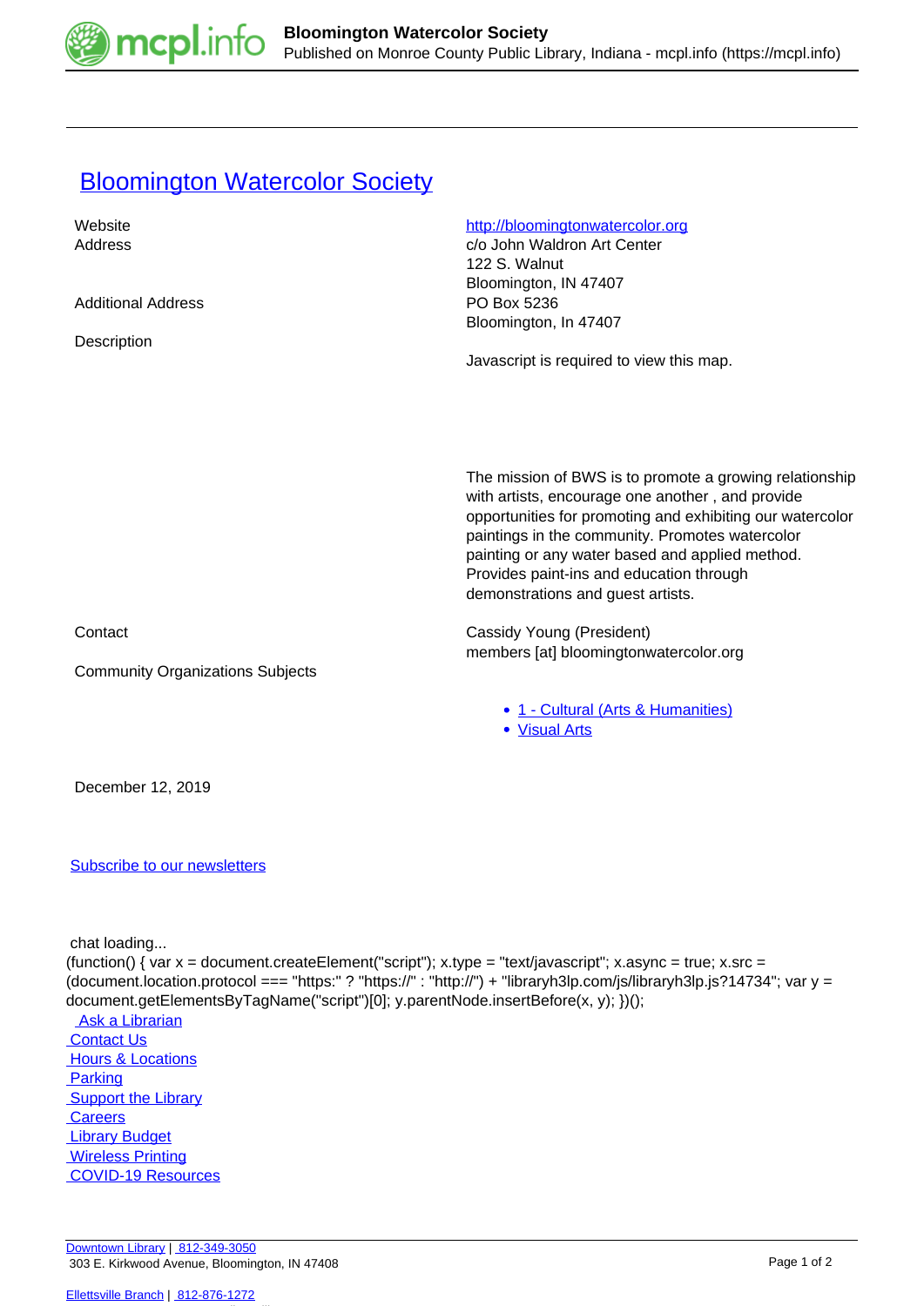# Bloomington Watercolor Society

| | |
|---|---|
| Website | http://bloomingtonwatercolor.org |
| Address | c/o John Waldron Art Center<br>122 S. Walnut<br>Bloomington, IN 47407 |
| Additional Address | PO Box 5236<br>Bloomington, In 47407 |
| Description | Javascript is required to view this map.<br><br>The mission of BWS is to promote a growing relationship with artists, encourage one another , and provide opportunities for promoting and exhibiting our watercolor paintings in the community. Promotes watercolor painting or any water based and applied method. Provides paint-ins and education through demonstrations and guest artists. |
| Contact | Cassidy Young (President)<br>members [at] bloomingtonwatercolor.org |
| Community Organizations Subjects | |

- 1 - Cultural (Arts & Humanities)
- Visual Arts

December 12, 2019

Subscribe to our newsletters

chat loading...

```
(function() { var x = document.createElement("script"); x.type = "text/javascript"; x.async = true; x.src = (document.location.protocol === "https:" ? "https://" : "http://") + "libraryh3lp.com/js/libraryh3lp.js?14734"; var y = document.getElementsByTagName("script")[0]; y.parentNode.insertBefore(x, y); })();
```

Ask a Librarian
Contact Us
Hours & Locations
Parking
Support the Library
Careers
Library Budget
Wireless Printing
COVID-19 Resources

Downtown Library | 812-349-3050
303 E. Kirkwood Avenue, Bloomington, IN 47408

Ellettsville Branch | 812-876-1272